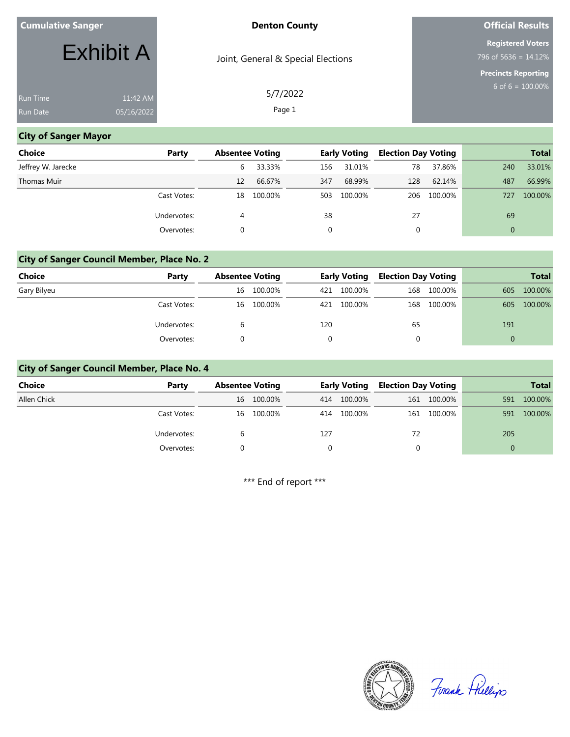**Cumulative Sanger**

# Exhibit A

Run Time 11:42 AM
Run Date 05/16/2022

**Denton County**

Joint, General & Special Elections

5/7/2022

Page 1

**Official Results**

**Registered Voters**
796 of 5636 = 14.12%

**Precincts Reporting**
6 of 6 = 100.00%

## City of Sanger Mayor

| Choice | Party | Absentee Voting | | Early Voting | | Election Day Voting | | Total | |
|---|---|---|---|---|---|---|---|---|---|
| Jeffrey W. Jarecke | | 6 | 33.33% | 156 | 31.01% | 78 | 37.86% | 240 | 33.01% |
| Thomas Muir | | 12 | 66.67% | 347 | 68.99% | 128 | 62.14% | 487 | 66.99% |
| | Cast Votes: | 18 | 100.00% | 503 | 100.00% | 206 | 100.00% | 727 | 100.00% |
| | Undervotes: | 4 | | 38 | | 27 | | 69 | |
| | Overvotes: | 0 | | 0 | | 0 | | 0 | |

## City of Sanger Council Member, Place No. 2

| Choice | Party | Absentee Voting | | Early Voting | | Election Day Voting | | Total | |
|---|---|---|---|---|---|---|---|---|---|
| Gary Bilyeu | | 16 | 100.00% | 421 | 100.00% | 168 | 100.00% | 605 | 100.00% |
| | Cast Votes: | 16 | 100.00% | 421 | 100.00% | 168 | 100.00% | 605 | 100.00% |
| | Undervotes: | 6 | | 120 | | 65 | | 191 | |
| | Overvotes: | 0 | | 0 | | 0 | | 0 | |

## City of Sanger Council Member, Place No. 4

| Choice | Party | Absentee Voting | | Early Voting | | Election Day Voting | | Total | |
|---|---|---|---|---|---|---|---|---|---|
| Allen Chick | | 16 | 100.00% | 414 | 100.00% | 161 | 100.00% | 591 | 100.00% |
| | Cast Votes: | 16 | 100.00% | 414 | 100.00% | 161 | 100.00% | 591 | 100.00% |
| | Undervotes: | 6 | | 127 | | 72 | | 205 | |
| | Overvotes: | 0 | | 0 | | 0 | | 0 | |

*** End of report ***

Frank Phillips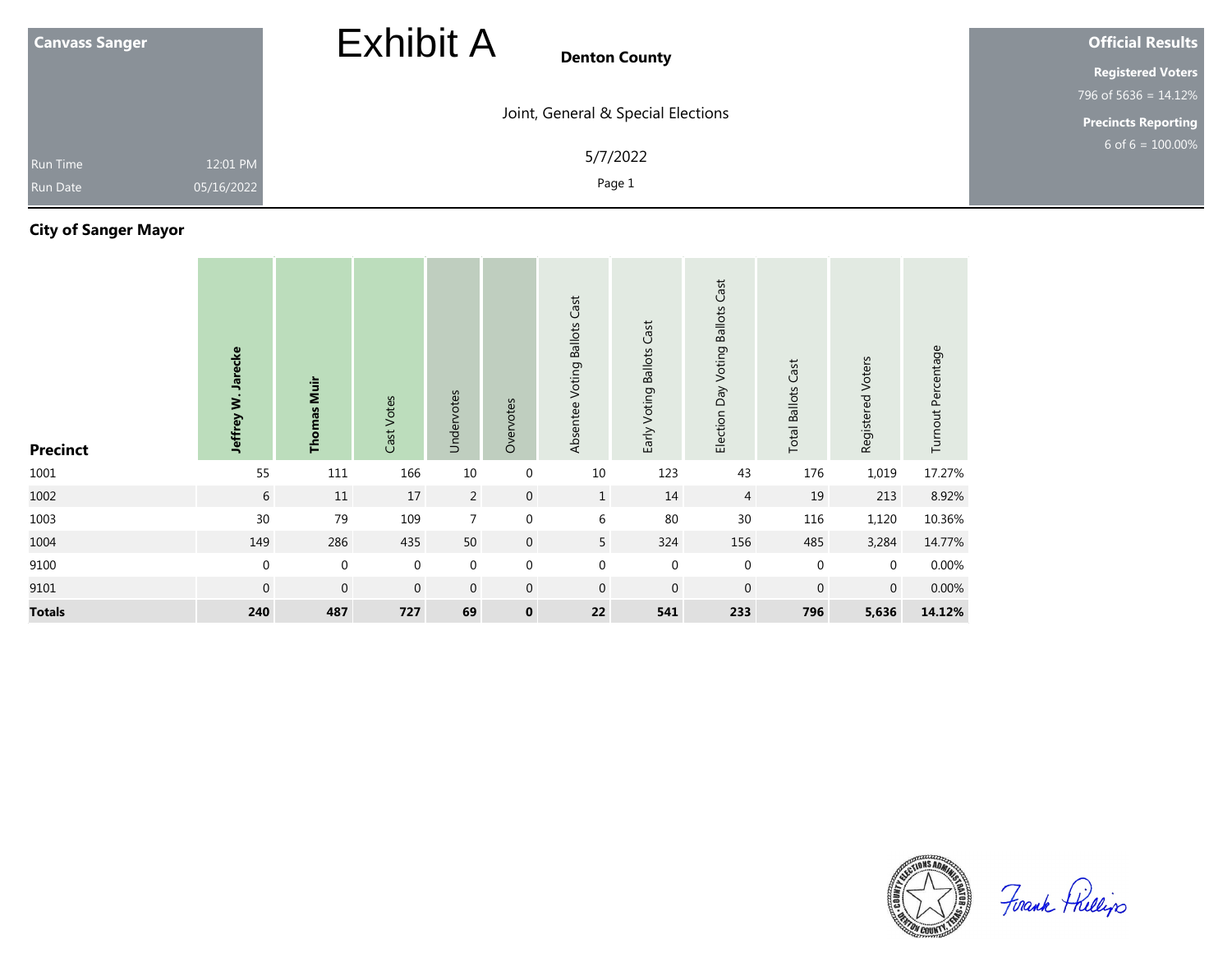**Canvass Sanger**

Run Time 12:01 PM

Run Date 05/16/2022

# Exhibit A

**Denton County**

Joint, General & Special Elections

5/7/2022

**Official Results**

**Registered Voters**

796 of 5636 = 14.12%

**Precincts Reporting**

6 of 6 = 100.00%

## City of Sanger Mayor

| Precinct | Jeffrey W. Jarecke | Thomas Muir | Cast Votes | Undervotes | Overvotes | Absentee Voting Ballots Cast | Early Voting Ballots Cast | Election Day Voting Ballots Cast | Total Ballots Cast | Registered Voters | Turnout Percentage |
|---|---|---|---|---|---|---|---|---|---|---|---|
| 1001 | 55 | 111 | 166 | 10 | 0 | 10 | 123 | 43 | 176 | 1,019 | 17.27% |
| 1002 | 6 | 11 | 17 | 2 | 0 | 1 | 14 | 4 | 19 | 213 | 8.92% |
| 1003 | 30 | 79 | 109 | 7 | 0 | 6 | 80 | 30 | 116 | 1,120 | 10.36% |
| 1004 | 149 | 286 | 435 | 50 | 0 | 5 | 324 | 156 | 485 | 3,284 | 14.77% |
| 9100 | 0 | 0 | 0 | 0 | 0 | 0 | 0 | 0 | 0 | 0 | 0.00% |
| 9101 | 0 | 0 | 0 | 0 | 0 | 0 | 0 | 0 | 0 | 0 | 0.00% |
| **Totals** | **240** | **487** | **727** | **69** | **0** | **22** | **541** | **233** | **796** | **5,636** | **14.12%** |

Frank Phillips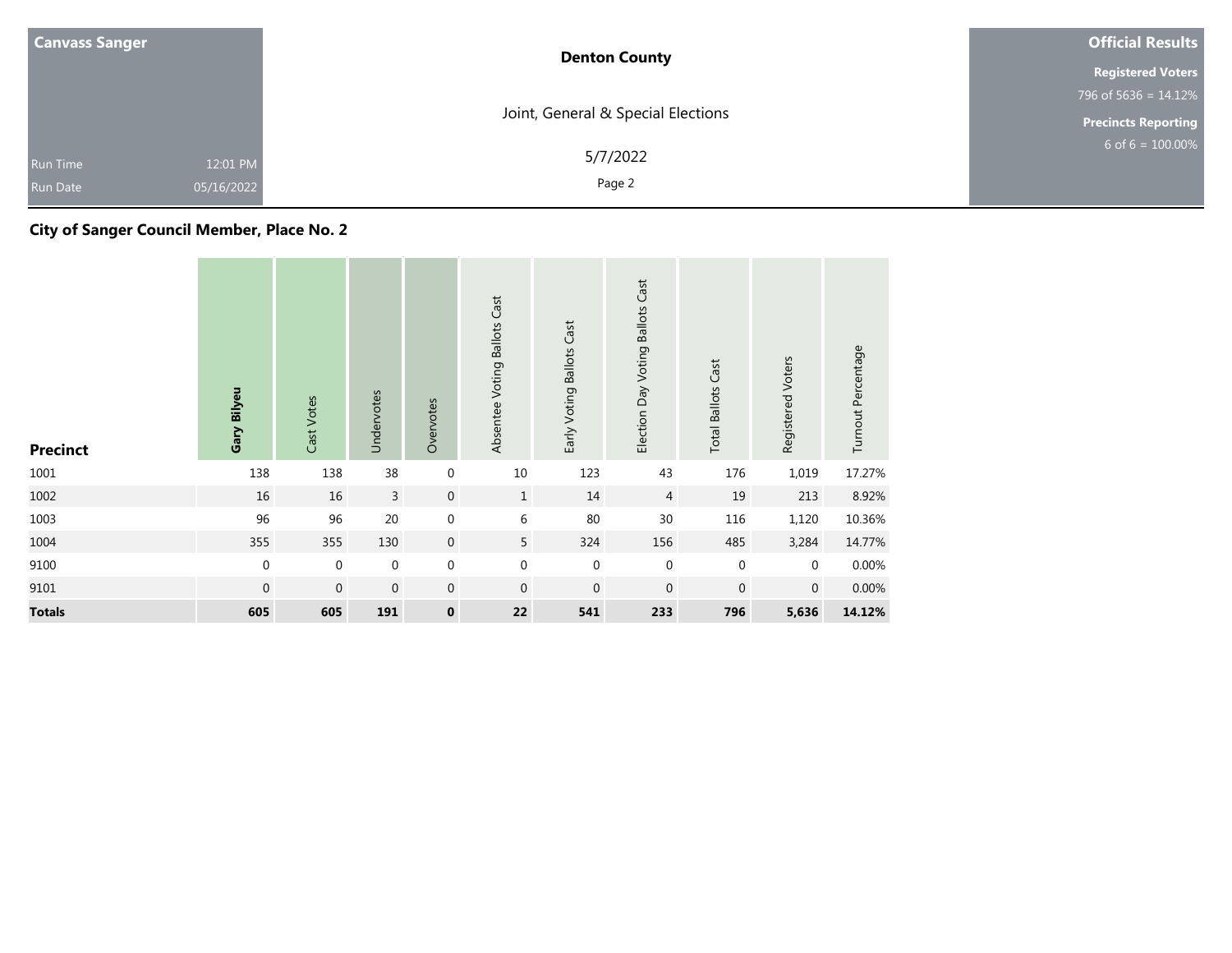| Canvass Sanger | Denton County | Official Results |
|---|---|---|
| | Joint, General & Special Elections | **Registered Voters** 796 of 5636 = 14.12% |
| Run Time 12:01 PM | 5/7/2022 | **Precincts Reporting** 6 of 6 = 100.00% |
| Run Date 05/16/2022 | Page 2 | |

## City of Sanger Council Member, Place No. 2

| Precinct | Gary Bilyeu | Cast Votes | Undervotes | Overvotes | Absentee Voting Ballots Cast | Early Voting Ballots Cast | Election Day Voting Ballots Cast | Total Ballots Cast | Registered Voters | Turnout Percentage |
|---|---|---|---|---|---|---|---|---|---|---|
| 1001 | 138 | 138 | 38 | 0 | 10 | 123 | 43 | 176 | 1,019 | 17.27% |
| 1002 | 16 | 16 | 3 | 0 | 1 | 14 | 4 | 19 | 213 | 8.92% |
| 1003 | 96 | 96 | 20 | 0 | 6 | 80 | 30 | 116 | 1,120 | 10.36% |
| 1004 | 355 | 355 | 130 | 0 | 5 | 324 | 156 | 485 | 3,284 | 14.77% |
| 9100 | 0 | 0 | 0 | 0 | 0 | 0 | 0 | 0 | 0 | 0.00% |
| 9101 | 0 | 0 | 0 | 0 | 0 | 0 | 0 | 0 | 0 | 0.00% |
| **Totals** | **605** | **605** | **191** | **0** | **22** | **541** | **233** | **796** | **5,636** | **14.12%** |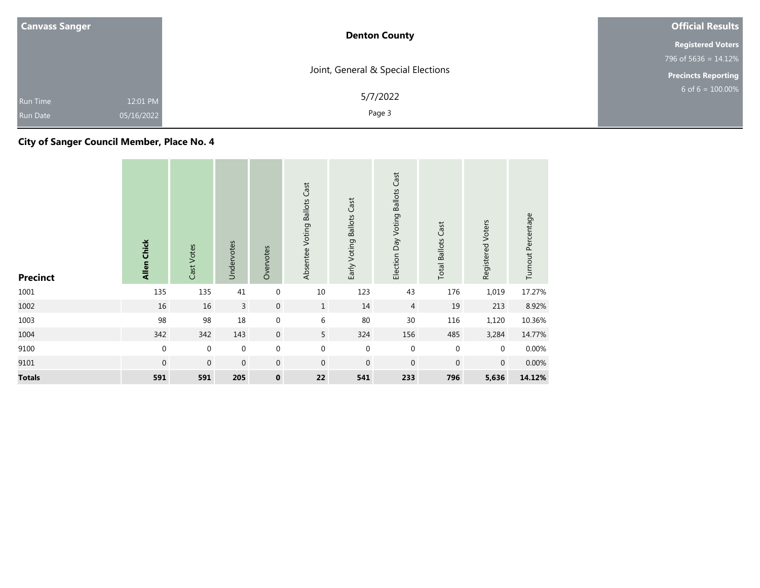| Canvass Sanger | |
|---|---|
| Run Time | 12:01 PM |
| Run Date | 05/16/2022 |

**Denton County**

Joint, General & Special Elections

5/7/2022

**Official Results**

**Registered Voters**
796 of 5636 = 14.12%

**Precincts Reporting**
6 of 6 = 100.00%

## City of Sanger Council Member, Place No. 4

| Precinct | **Allen Chick** | Cast Votes | Undervotes | Overvotes | Absentee Voting Ballots Cast | Early Voting Ballots Cast | Election Day Voting Ballots Cast | Total Ballots Cast | Registered Voters | Turnout Percentage |
|---|---|---|---|---|---|---|---|---|---|---|
| 1001 | 135 | 135 | 41 | 0 | 10 | 123 | 43 | 176 | 1,019 | 17.27% |
| 1002 | 16 | 16 | 3 | 0 | 1 | 14 | 4 | 19 | 213 | 8.92% |
| 1003 | 98 | 98 | 18 | 0 | 6 | 80 | 30 | 116 | 1,120 | 10.36% |
| 1004 | 342 | 342 | 143 | 0 | 5 | 324 | 156 | 485 | 3,284 | 14.77% |
| 9100 | 0 | 0 | 0 | 0 | 0 | 0 | 0 | 0 | 0 | 0.00% |
| 9101 | 0 | 0 | 0 | 0 | 0 | 0 | 0 | 0 | 0 | 0.00% |
| **Totals** | **591** | **591** | **205** | **0** | **22** | **541** | **233** | **796** | **5,636** | **14.12%** |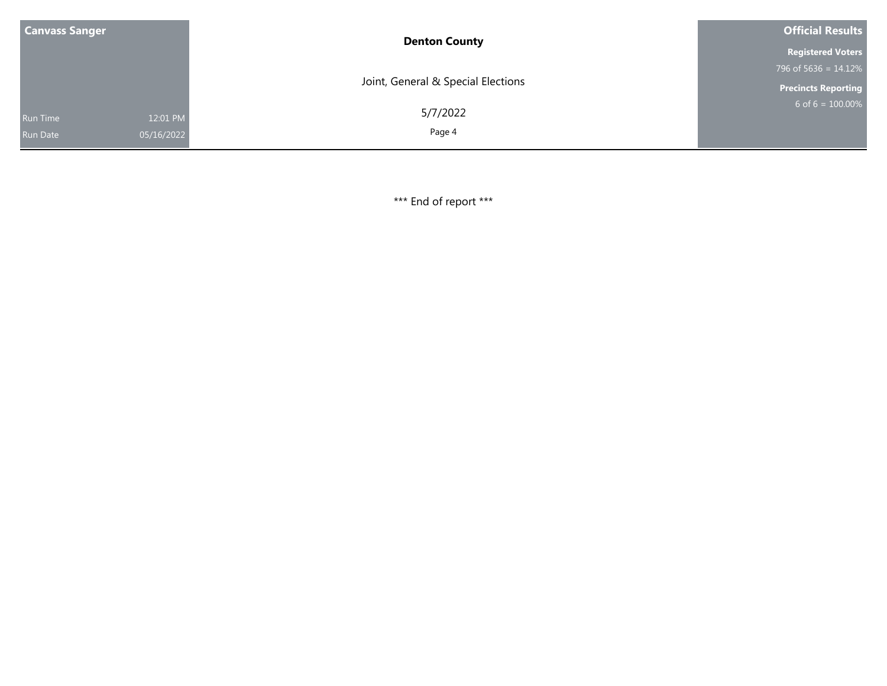*** End of report ***